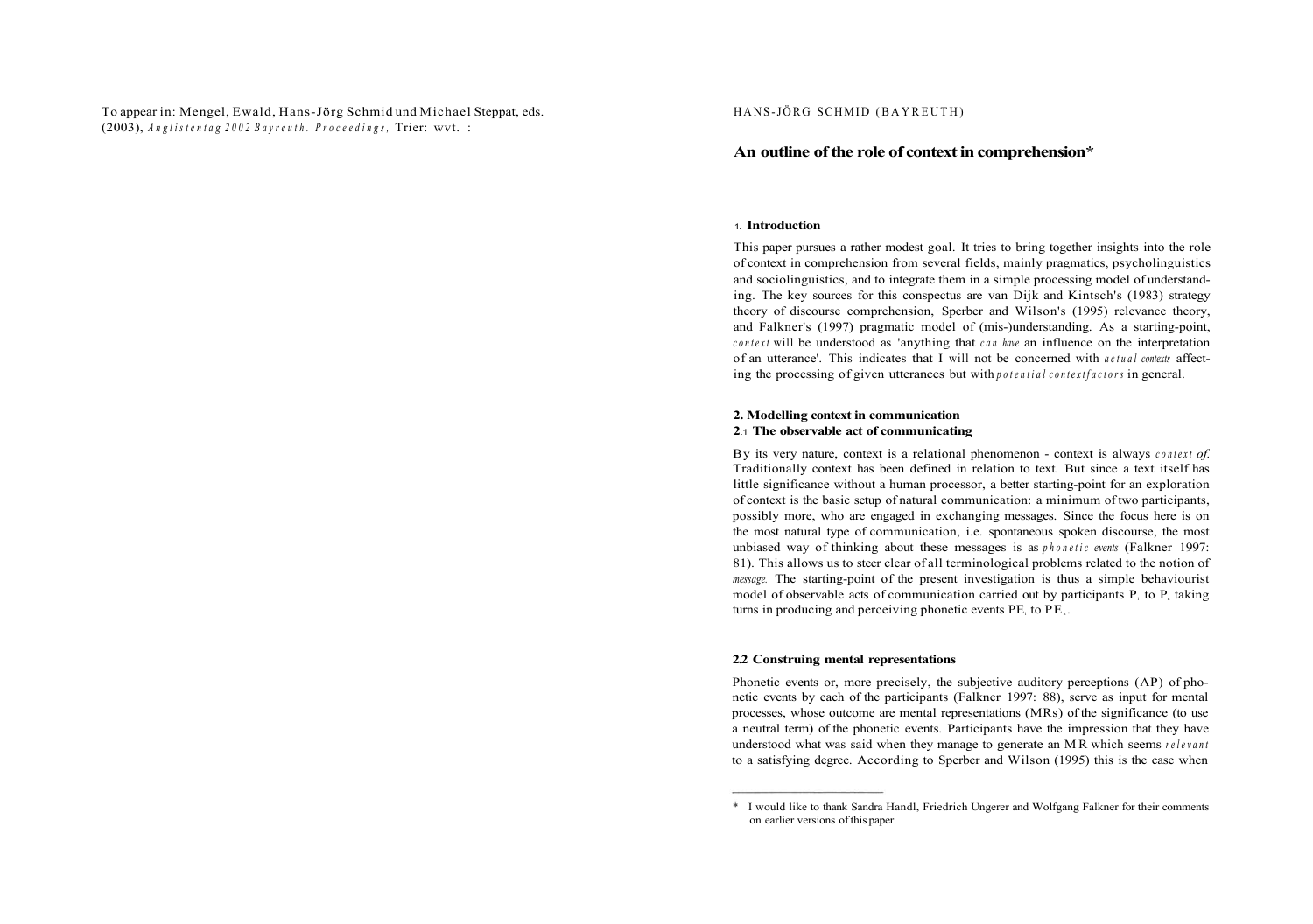To appear in: Mengel, Ewald, Hans-Jörg Schmid und Michael Steppat, eds. (2003), *Anglistentag 2002 Bayreuth. Proceedings,* Trier: wvt. :

HANS-JÖRG SCHMID (BAYREUTH)

# An outline of the role of context in comprehension*

## 1. Introduction

This paper pursues a rather modest goal. It tries to bring together insights into the role of context in comprehension from several fields, mainly pragmatics, psycholinguistics and sociolinguistics, and to integrate them in a simple processing model of understanding. The key sources for this conspectus are van Dijk and Kintsch's (1983) strategy theory of discourse comprehension, Sperber and Wilson's (1995) relevance theory, and Falkner's (1997) pragmatic model of (mis-)understanding. As a starting-point, *context* will be understood as 'anything that *can have* an influence on the interpretation of an utterance'. This indicates that I will not be concerned with *actual contexts* affecting the processing of given utterances but with *potential context factors* in general.

## 2. Modelling context in communication

### 2.1 The observable act of communicating

By its very nature, context is a relational phenomenon - context is always *context of.* Traditionally context has been defined in relation to text. But since a text itself has little significance without a human processor, a better starting-point for an exploration of context is the basic setup of natural communication: a minimum of two participants, possibly more, who are engaged in exchanging messages. Since the focus here is on the most natural type of communication, i.e. spontaneous spoken discourse, the most unbiased way of thinking about these messages is as *phonetic events* (Falkner 1997: 81). This allows us to steer clear of all terminological problems related to the notion of *message.* The starting-point of the present investigation is thus a simple behaviourist model of observable acts of communication carried out by participants $P_1$ to $P_x$ taking turns in producing and perceiving phonetic events $PE_1$ to $PE_x$.

### 2.2 Construing mental representations

Phonetic events or, more precisely, the subjective auditory perceptions (AP) of phonetic events by each of the participants (Falkner 1997: 88), serve as input for mental processes, whose outcome are mental representations (MRs) of the significance (to use a neutral term) of the phonetic events. Participants have the impression that they have understood what was said when they manage to generate an MR which seems *relevant* to a satisfying degree. According to Sperber and Wilson (1995) this is the case when

---

\* I would like to thank Sandra Handl, Friedrich Ungerer and Wolfgang Falkner for their comments on earlier versions of this paper.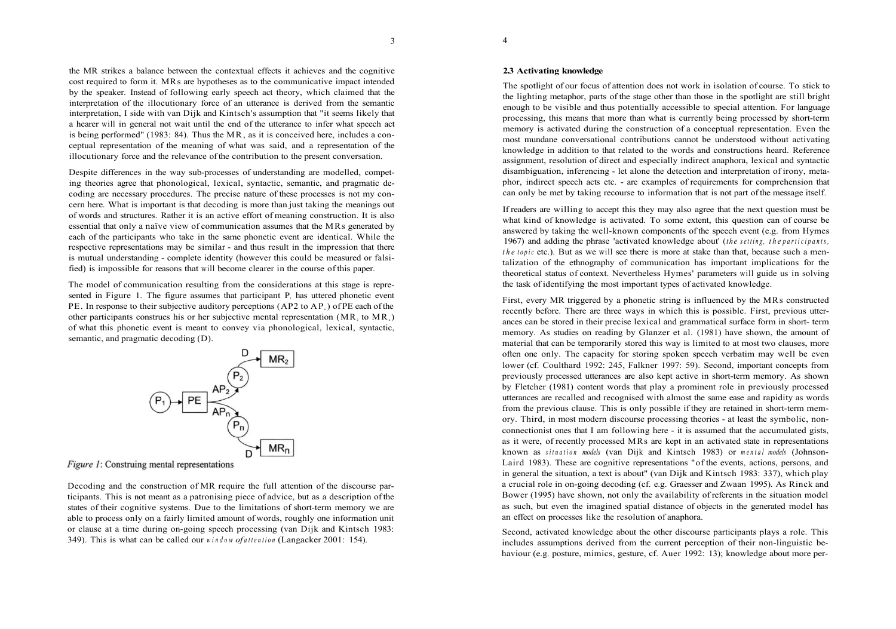the MR strikes a balance between the contextual effects it achieves and the cognitive cost required to form it. MRs are hypotheses as to the communicative impact intended by the speaker. Instead of following early speech act theory, which claimed that the interpretation of the illocutionary force of an utterance is derived from the semantic interpretation, I side with van Dijk and Kintsch's assumption that "it seems likely that a hearer will in general not wait until the end of the utterance to infer what speech act is being performed" (1983: 84). Thus the MR, as it is conceived here, includes a conceptual representation of the meaning of what was said, and a representation of the illocutionary force and the relevance of the contribution to the present conversation.

Despite differences in the way sub-processes of understanding are modelled, competing theories agree that phonological, lexical, syntactic, semantic, and pragmatic decoding are necessary procedures. The precise nature of these processes is not my concern here. What is important is that decoding is more than just taking the meanings out of words and structures. Rather it is an active effort of meaning construction. It is also essential that only a naïve view of communication assumes that the MRs generated by each of the participants who take in the same phonetic event are identical. While the respective representations may be similar - and thus result in the impression that there is mutual understanding - complete identity (however this could be measured or falsified) is impossible for reasons that will become clearer in the course of this paper.

The model of communication resulting from the considerations at this stage is represented in Figure 1. The figure assumes that participant $P_1$ has uttered phonetic event PE. In response to their subjective auditory perceptions ($AP_2$ to $AP_n$) of PE each of the other participants construes his or her subjective mental representation ($MR_2$ to $MR_n$) of what this phonetic event is meant to convey via phonological, lexical, syntactic, semantic, and pragmatic decoding (D).

*Figure 1*: Construing mental representations

Decoding and the construction of MR require the full attention of the discourse participants. This is not meant as a patronising piece of advice, but as a description of the states of their cognitive systems. Due to the limitations of short-term memory we are able to process only on a fairly limited amount of words, roughly one information unit or clause at a time during on-going speech processing (van Dijk and Kintsch 1983: 349). This is what can be called our *window of attention* (Langacker 2001: 154).

### 2.3 Activating knowledge

The spotlight of our focus of attention does not work in isolation of course. To stick to the lighting metaphor, parts of the stage other than those in the spotlight are still bright enough to be visible and thus potentially accessible to special attention. For language processing, this means that more than what is currently being processed by short-term memory is activated during the construction of a conceptual representation. Even the most mundane conversational contributions cannot be understood without activating knowledge in addition to that related to the words and constructions heard. Reference assignment, resolution of direct and especially indirect anaphora, lexical and syntactic disambiguation, inferencing - let alone the detection and interpretation of irony, metaphor, indirect speech acts etc. - are examples of requirements for comprehension that can only be met by taking recourse to information that is not part of the message itself.

If readers are willing to accept this they may also agree that the next question must be what kind of knowledge is activated. To some extent, this question can of course be answered by taking the well-known components of the speech event (e.g. from Hymes 1967) and adding the phrase 'activated knowledge about' (*the setting, the participants, the topic* etc.). But as we will see there is more at stake than that, because such a mentalization of the ethnography of communication has important implications for the theoretical status of context. Nevertheless Hymes' parameters will guide us in solving the task of identifying the most important types of activated knowledge.

First, every MR triggered by a phonetic string is influenced by the MRs constructed recently before. There are three ways in which this is possible. First, previous utterances can be stored in their precise lexical and grammatical surface form in short- term memory. As studies on reading by Glanzer et al. (1981) have shown, the amount of material that can be temporarily stored this way is limited to at most two clauses, more often one only. The capacity for storing spoken speech verbatim may well be even lower (cf. Coulthard 1992: 245, Falkner 1997: 59). Second, important concepts from previously processed utterances are also kept active in short-term memory. As shown by Fletcher (1981) content words that play a prominent role in previously processed utterances are recalled and recognised with almost the same ease and rapidity as words from the previous clause. This is only possible if they are retained in short-term memory. Third, in most modern discourse processing theories - at least the symbolic, non-connectionist ones that I am following here - it is assumed that the accumulated gists, as it were, of recently processed MRs are kept in an activated state in representations known as *situation models* (van Dijk and Kintsch 1983) or *mental models* (Johnson-Laird 1983). These are cognitive representations "of the events, actions, persons, and in general the situation, a text is about" (van Dijk and Kintsch 1983: 337), which play a crucial role in on-going decoding (cf. e.g. Graesser and Zwaan 1995). As Rinck and Bower (1995) have shown, not only the availability of referents in the situation model as such, but even the imagined spatial distance of objects in the generated model has an effect on processes like the resolution of anaphora.

Second, activated knowledge about the other discourse participants plays a role. This includes assumptions derived from the current perception of their non-linguistic behaviour (e.g. posture, mimics, gesture, cf. Auer 1992: 13); knowledge about more per-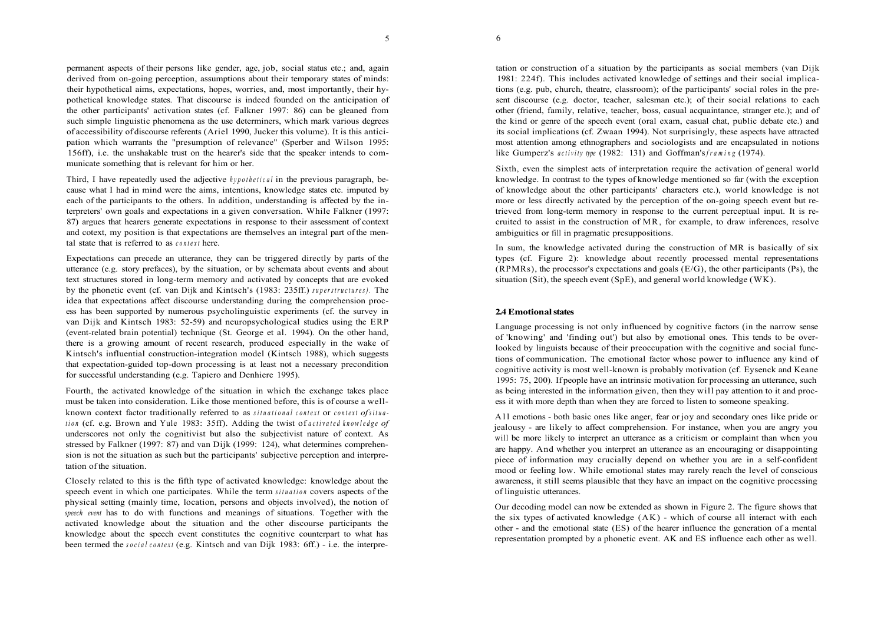permanent aspects of their persons like gender, age, job, social status etc.; and, again derived from on-going perception, assumptions about their temporary states of minds: their hypothetical aims, expectations, hopes, worries, and, most importantly, their hypothetical knowledge states. That discourse is indeed founded on the anticipation of the other participants' activation states (cf. Falkner 1997: 86) can be gleaned from such simple linguistic phenomena as the use determiners, which mark various degrees of accessibility of discourse referents (Ariel 1990, Jucker this volume). It is this anticipation which warrants the "presumption of relevance" (Sperber and Wilson 1995: 156ff), i.e. the unshakable trust on the hearer's side that the speaker intends to communicate something that is relevant for him or her.

Third, I have repeatedly used the adjective *hypothetical* in the previous paragraph, because what I had in mind were the aims, intentions, knowledge states etc. imputed by each of the participants to the others. In addition, understanding is affected by the interpreters' own goals and expectations in a given conversation. While Falkner (1997: 87) argues that hearers generate expectations in response to their assessment of context and cotext, my position is that expectations are themselves an integral part of the mental state that is referred to as *context* here.

Expectations can precede an utterance, they can be triggered directly by parts of the utterance (e.g. story prefaces), by the situation, or by schemata about events and about text structures stored in long-term memory and activated by concepts that are evoked by the phonetic event (cf. van Dijk and Kintsch's (1983: 235ff.) *superstructures).* The idea that expectations affect discourse understanding during the comprehension process has been supported by numerous psycholinguistic experiments (cf. the survey in van Dijk and Kintsch 1983: 52-59) and neuropsychological studies using the ERP (event-related brain potential) technique (St. George et al. 1994). On the other hand, there is a growing amount of recent research, produced especially in the wake of Kintsch's influential construction-integration model (Kintsch 1988), which suggests that expectation-guided top-down processing is at least not a necessary precondition for successful understanding (e.g. Tapiero and Denhiere 1995).

Fourth, the activated knowledge of the situation in which the exchange takes place must be taken into consideration. Like those mentioned before, this is of course a well-known context factor traditionally referred to as *situational context* or *context of situation* (cf. e.g. Brown and Yule 1983: 35ff). Adding the twist of *activated knowledge of* underscores not only the cognitivist but also the subjectivist nature of context. As stressed by Falkner (1997: 87) and van Dijk (1999: 124), what determines comprehension is not the situation as such but the participants' subjective perception and interpretation of the situation.

Closely related to this is the fifth type of activated knowledge: knowledge about the speech event in which one participates. While the term *situation* covers aspects of the physical setting (mainly time, location, persons and objects involved), the notion of *speech event* has to do with functions and meanings of situations. Together with the activated knowledge about the situation and the other discourse participants the knowledge about the speech event constitutes the cognitive counterpart to what has been termed the *social context* (e.g. Kintsch and van Dijk 1983: 6ff.) - i.e. the interpretation or construction of a situation by the participants as social members (van Dijk 1981: 224f). This includes activated knowledge of settings and their social implications (e.g. pub, church, theatre, classroom); of the participants' social roles in the present discourse (e.g. doctor, teacher, salesman etc.); of their social relations to each other (friend, family, relative, teacher, boss, casual acquaintance, stranger etc.); and of the kind or genre of the speech event (oral exam, casual chat, public debate etc.) and its social implications (cf. Zwaan 1994). Not surprisingly, these aspects have attracted most attention among ethnographers and sociologists and are encapsulated in notions like Gumperz's *activity type* (1982: 131) and Goffman's *framing* (1974).

Sixth, even the simplest acts of interpretation require the activation of general world knowledge. In contrast to the types of knowledge mentioned so far (with the exception of knowledge about the other participants' characters etc.), world knowledge is not more or less directly activated by the perception of the on-going speech event but retrieved from long-term memory in response to the current perceptual input. It is recruited to assist in the construction of MR, for example, to draw inferences, resolve ambiguities or fill in pragmatic presuppositions.

In sum, the knowledge activated during the construction of MR is basically of six types (cf. Figure 2): knowledge about recently processed mental representations (RPMRs), the processor's expectations and goals (E/G), the other participants (Ps), the situation (Sit), the speech event (SpE), and general world knowledge (WK).

### 2.4 Emotional states

Language processing is not only influenced by cognitive factors (in the narrow sense of 'knowing' and 'finding out') but also by emotional ones. This tends to be overlooked by linguists because of their preoccupation with the cognitive and social functions of communication. The emotional factor whose power to influence any kind of cognitive activity is most well-known is probably motivation (cf. Eysenck and Keane 1995: 75, 200). If people have an intrinsic motivation for processing an utterance, such as being interested in the information given, then they will pay attention to it and process it with more depth than when they are forced to listen to someone speaking.

All emotions - both basic ones like anger, fear or joy and secondary ones like pride or jealousy - are likely to affect comprehension. For instance, when you are angry you will be more likely to interpret an utterance as a criticism or complaint than when you are happy. And whether you interpret an utterance as an encouraging or disappointing piece of information may crucially depend on whether you are in a self-confident mood or feeling low. While emotional states may rarely reach the level of conscious awareness, it still seems plausible that they have an impact on the cognitive processing of linguistic utterances.

Our decoding model can now be extended as shown in Figure 2. The figure shows that the six types of activated knowledge (AK) - which of course all interact with each other - and the emotional state (ES) of the hearer influence the generation of a mental representation prompted by a phonetic event. AK and ES influence each other as well.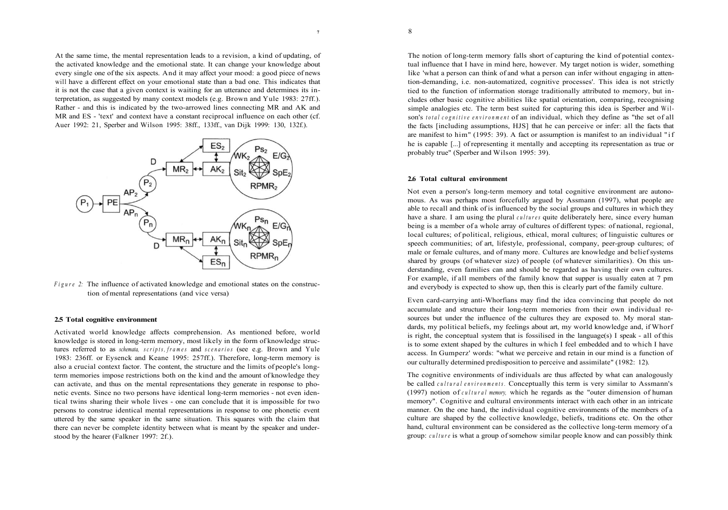At the same time, the mental representation leads to a revision, a kind of updating, of the activated knowledge and the emotional state. It can change your knowledge about every single one of the six aspects. And it may affect your mood: a good piece of news will have a different effect on your emotional state than a bad one. This indicates that it is not the case that a given context is waiting for an utterance and determines its interpretation, as suggested by many context models (e.g. Brown and Yule 1983: 27ff.). Rather - and this is indicated by the two-arrowed lines connecting MR and AK and MR and ES - 'text' and context have a constant reciprocal influence on each other (cf. Auer 1992: 21, Sperber and Wilson 1995: 38ff., 133ff., van Dijk 1999: 130, 132f.).

*Figure 2:* The influence of activated knowledge and emotional states on the construction of mental representations (and vice versa)

### 2.5 Total cognitive environment

Activated world knowledge affects comprehension. As mentioned before, world knowledge is stored in long-term memory, most likely in the form of knowledge structures referred to as *schemata, scripts, frames* and *scenarios* (see e.g. Brown and Yule 1983: 236ff. or Eysenck and Keane 1995: 257ff.). Therefore, long-term memory is also a crucial context factor. The content, the structure and the limits of people's long-term memories impose restrictions both on the kind and the amount of knowledge they can activate, and thus on the mental representations they generate in response to phonetic events. Since no two persons have identical long-term memories - not even identical twins sharing their whole lives - one can conclude that it is impossible for two persons to construe identical mental representations in response to one phonetic event uttered by the same speaker in the same situation. This squares with the claim that there can never be complete identity between what is meant by the speaker and understood by the hearer (Falkner 1997: 2f.).

The notion of long-term memory falls short of capturing the kind of potential contextual influence that I have in mind here, however. My target notion is wider, something like 'what a person can think of and what a person can infer without engaging in attention-demanding, i.e. non-automatized, cognitive processes'. This idea is not strictly tied to the function of information storage traditionally attributed to memory, but includes other basic cognitive abilities like spatial orientation, comparing, recognising simple analogies etc. The term best suited for capturing this idea is Sperber and Wilson's *total cognitive environment* of an individual, which they define as "the set of all the facts [including assumptions, HJS] that he can perceive or infer: all the facts that are manifest to him" (1995: 39). A fact or assumption is manifest to an individual "if he is capable [...] of representing it mentally and accepting its representation as true or probably true" (Sperber and Wilson 1995: 39).

### 2.6 Total cultural environment

Not even a person's long-term memory and total cognitive environment are autonomous. As was perhaps most forcefully argued by Assmann (1997), what people are able to recall and think of is influenced by the social groups and cultures in which they have a share. I am using the plural *cultures* quite deliberately here, since every human being is a member of a whole array of cultures of different types: of national, regional, local cultures; of political, religious, ethical, moral cultures; of linguistic cultures or speech communities; of art, lifestyle, professional, company, peer-group cultures; of male or female cultures, and of many more. Cultures are knowledge and belief systems shared by groups (of whatever size) of people (of whatever similarities). On this understanding, even families can and should be regarded as having their own cultures. For example, if all members of the family know that supper is usually eaten at 7 pm and everybody is expected to show up, then this is clearly part of the family culture.

Even card-carrying anti-Whorfians may find the idea convincing that people do not accumulate and structure their long-term memories from their own individual resources but under the influence of the cultures they are exposed to. My moral standards, my political beliefs, my feelings about art, my world knowledge and, if Whorf is right, the conceptual system that is fossilised in the language(s) I speak - all of this is to some extent shaped by the cultures in which I feel embedded and to which I have access. In Gumperz' words: "what we perceive and retain in our mind is a function of our culturally determined predisposition to perceive and assimilate" (1982: 12).

The cognitive environments of individuals are thus affected by what can analogously be called *cultural environments.* Conceptually this term is very similar to Assmann's (1997) notion of *cultural memory,* which he regards as the "outer dimension of human memory". Cognitive and cultural environments interact with each other in an intricate manner. On the one hand, the individual cognitive environments of the members of a culture are shaped by the collective knowledge, beliefs, traditions etc. On the other hand, cultural environment can be considered as the collective long-term memory of a group: *culture* is what a group of somehow similar people know and can possibly think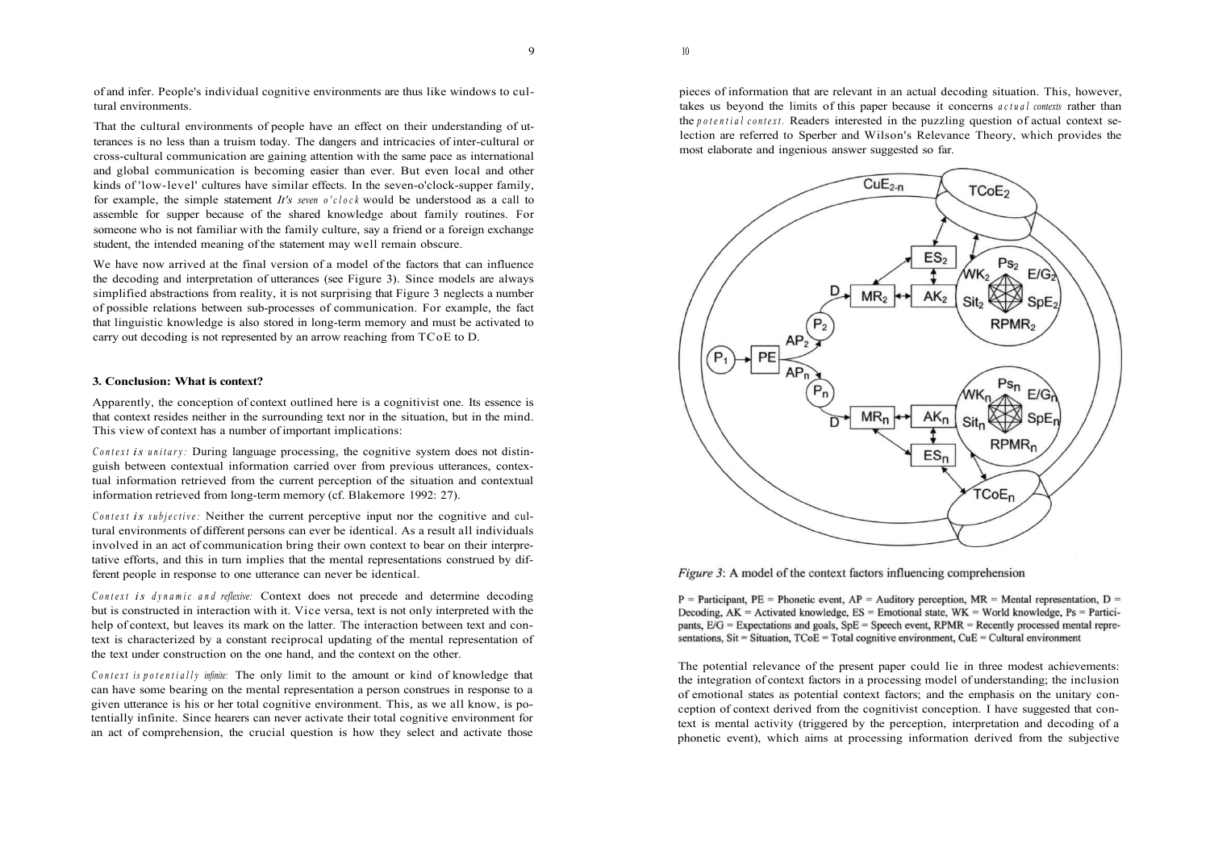of and infer. People's individual cognitive environments are thus like windows to cultural environments.

That the cultural environments of people have an effect on their understanding of utterances is no less than a truism today. The dangers and intricacies of inter-cultural or cross-cultural communication are gaining attention with the same pace as international and global communication is becoming easier than ever. But even local and other kinds of 'low-level' cultures have similar effects. In the seven-o'clock-supper family, for example, the simple statement *It's seven o'clock* would be understood as a call to assemble for supper because of the shared knowledge about family routines. For someone who is not familiar with the family culture, say a friend or a foreign exchange student, the intended meaning of the statement may well remain obscure.

We have now arrived at the final version of a model of the factors that can influence the decoding and interpretation of utterances (see Figure 3). Since models are always simplified abstractions from reality, it is not surprising that Figure 3 neglects a number of possible relations between sub-processes of communication. For example, the fact that linguistic knowledge is also stored in long-term memory and must be activated to carry out decoding is not represented by an arrow reaching from TCoE to D.

### 3. Conclusion: What is context?

Apparently, the conception of context outlined here is a cognitivist one. Its essence is that context resides neither in the surrounding text nor in the situation, but in the mind. This view of context has a number of important implications:

*Context is unitary:* During language processing, the cognitive system does not distinguish between contextual information carried over from previous utterances, contextual information retrieved from the current perception of the situation and contextual information retrieved from long-term memory (cf. Blakemore 1992: 27).

*Context is subjective:* Neither the current perceptive input nor the cognitive and cultural environments of different persons can ever be identical. As a result all individuals involved in an act of communication bring their own context to bear on their interpretative efforts, and this in turn implies that the mental representations construed by different people in response to one utterance can never be identical.

*Context is dynamic and reflexive:* Context does not precede and determine decoding but is constructed in interaction with it. Vice versa, text is not only interpreted with the help of context, but leaves its mark on the latter. The interaction between text and context is characterized by a constant reciprocal updating of the mental representation of the text under construction on the one hand, and the context on the other.

*Context is potentially infinite:* The only limit to the amount or kind of knowledge that can have some bearing on the mental representation a person construes in response to a given utterance is his or her total cognitive environment. This, as we all know, is potentially infinite. Since hearers can never activate their total cognitive environment for an act of comprehension, the crucial question is how they select and activate those pieces of information that are relevant in an actual decoding situation. This, however, takes us beyond the limits of this paper because it concerns *actual contexts* rather than the *potential context*. Readers interested in the puzzling question of actual context selection are referred to Sperber and Wilson's Relevance Theory, which provides the most elaborate and ingenious answer suggested so far.

*Figure 3*: A model of the context factors influencing comprehension

P = Participant, PE = Phonetic event, AP = Auditory perception, MR = Mental representation, D = Decoding, AK = Activated knowledge, ES = Emotional state, WK = World knowledge, Ps = Participants, E/G = Expectations and goals, SpE = Speech event, RPMR = Recently processed mental representations, Sit = Situation, TCoE = Total cognitive environment, CuE = Cultural environment

The potential relevance of the present paper could lie in three modest achievements: the integration of context factors in a processing model of understanding; the inclusion of emotional states as potential context factors; and the emphasis on the unitary conception of context derived from the cognitivist conception. I have suggested that context is mental activity (triggered by the perception, interpretation and decoding of a phonetic event), which aims at processing information derived from the subjective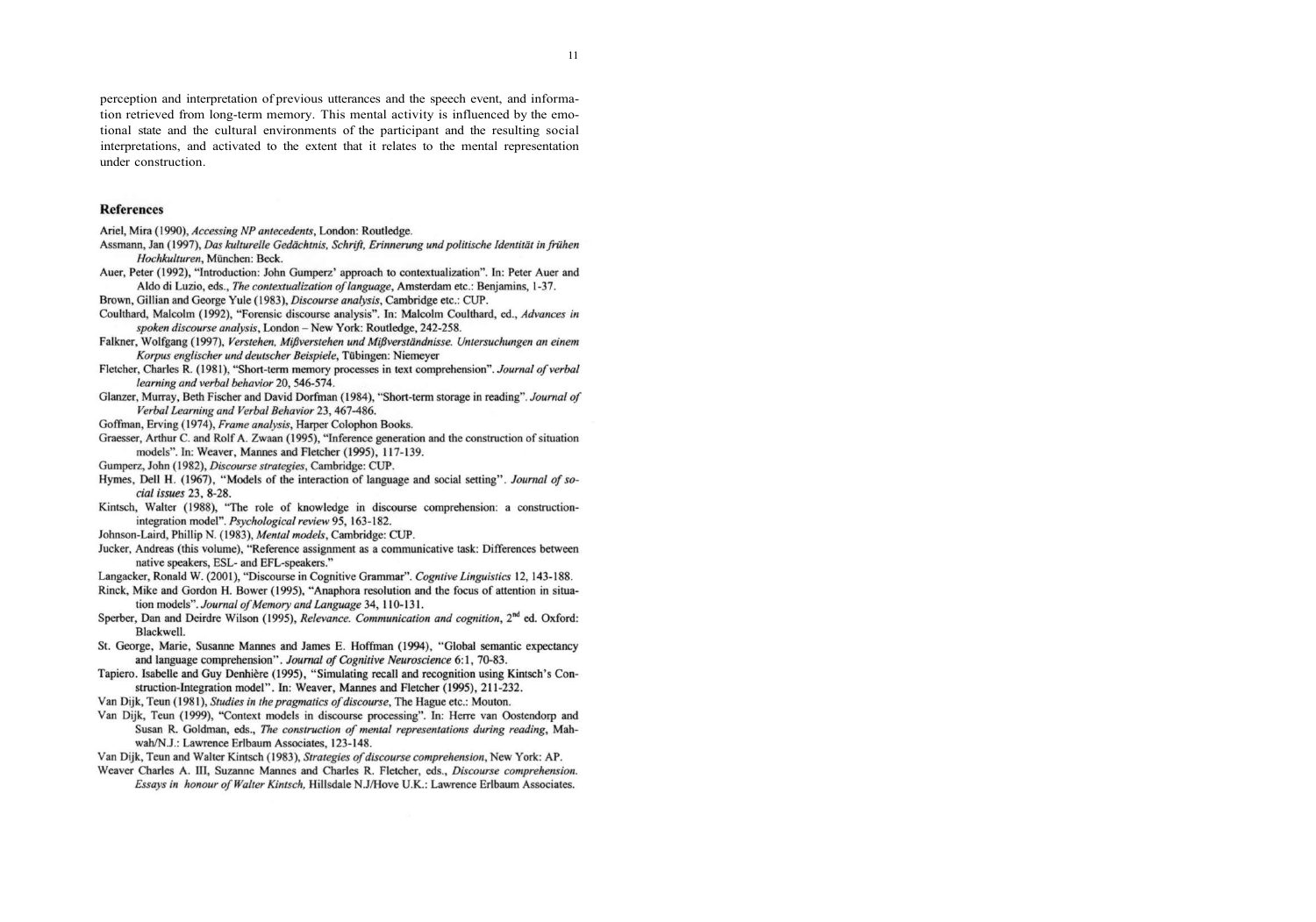perception and interpretation of previous utterances and the speech event, and information retrieved from long-term memory. This mental activity is influenced by the emotional state and the cultural environments of the participant and the resulting social interpretations, and activated to the extent that it relates to the mental representation under construction.

## References

Ariel, Mira (1990), *Accessing NP antecedents*, London: Routledge.

Assmann, Jan (1997), *Das kulturelle Gedächtnis, Schrift, Erinnerung und politische Identität in frühen Hochkulturen*, München: Beck.

Auer, Peter (1992), "Introduction: John Gumperz' approach to contextualization". In: Peter Auer and Aldo di Luzio, eds., *The contextualization of language*, Amsterdam etc.: Benjamins, 1-37.

Brown, Gillian and George Yule (1983), *Discourse analysis*, Cambridge etc.: CUP.

Coulthard, Malcolm (1992), "Forensic discourse analysis". In: Malcolm Coulthard, ed., *Advances in spoken discourse analysis*, London – New York: Routledge, 242-258.

Falkner, Wolfgang (1997), *Verstehen, Mißverstehen und Mißverständnisse. Untersuchungen an einem Korpus englischer und deutscher Beispiele*, Tübingen: Niemeyer

Fletcher, Charles R. (1981), "Short-term memory processes in text comprehension". *Journal of verbal learning and verbal behavior* 20, 546-574.

Glanzer, Murray, Beth Fischer and David Dorfman (1984), "Short-term storage in reading". *Journal of Verbal Learning and Verbal Behavior* 23, 467-486.

Goffman, Erving (1974), *Frame analysis*, Harper Colophon Books.

Graesser, Arthur C. and Rolf A. Zwaan (1995), "Inference generation and the construction of situation models". In: Weaver, Mannes and Fletcher (1995), 117-139.

Gumperz, John (1982), *Discourse strategies*, Cambridge: CUP.

Hymes, Dell H. (1967), "Models of the interaction of language and social setting". *Journal of social issues* 23, 8-28.

Kintsch, Walter (1988), "The role of knowledge in discourse comprehension: a construction-integration model". *Psychological review* 95, 163-182.

Johnson-Laird, Phillip N. (1983), *Mental models*, Cambridge: CUP.

Jucker, Andreas (this volume), "Reference assignment as a communicative task: Differences between native speakers, ESL- and EFL-speakers."

Langacker, Ronald W. (2001), "Discourse in Cognitive Grammar". *Cogntive Linguistics* 12, 143-188.

Rinck, Mike and Gordon H. Bower (1995), "Anaphora resolution and the focus of attention in situation models". *Journal of Memory and Language* 34, 110-131.

Sperber, Dan and Deirdre Wilson (1995), *Relevance. Communication and cognition*, 2nd ed. Oxford: Blackwell.

St. George, Marie, Susanne Mannes and James E. Hoffman (1994), "Global semantic expectancy and language comprehension". *Journal of Cognitive Neuroscience* 6:1, 70-83.

Tapiero. Isabelle and Guy Denhière (1995), "Simulating recall and recognition using Kintsch's Construction-Integration model". In: Weaver, Mannes and Fletcher (1995), 211-232.

Van Dijk, Teun (1981), *Studies in the pragmatics of discourse*, The Hague etc.: Mouton.

Van Dijk, Teun (1999), "Context models in discourse processing". In: Herre van Oostendorp and Susan R. Goldman, eds., *The construction of mental representations during reading*, Mahwah/N.J.: Lawrence Erlbaum Associates, 123-148.

Van Dijk, Teun and Walter Kintsch (1983), *Strategies of discourse comprehension*, New York: AP.

Weaver Charles A. III, Suzanne Mannes and Charles R. Fletcher, eds., *Discourse comprehension. Essays in honour of Walter Kintsch*, Hillsdale N.J/Hove U.K.: Lawrence Erlbaum Associates.